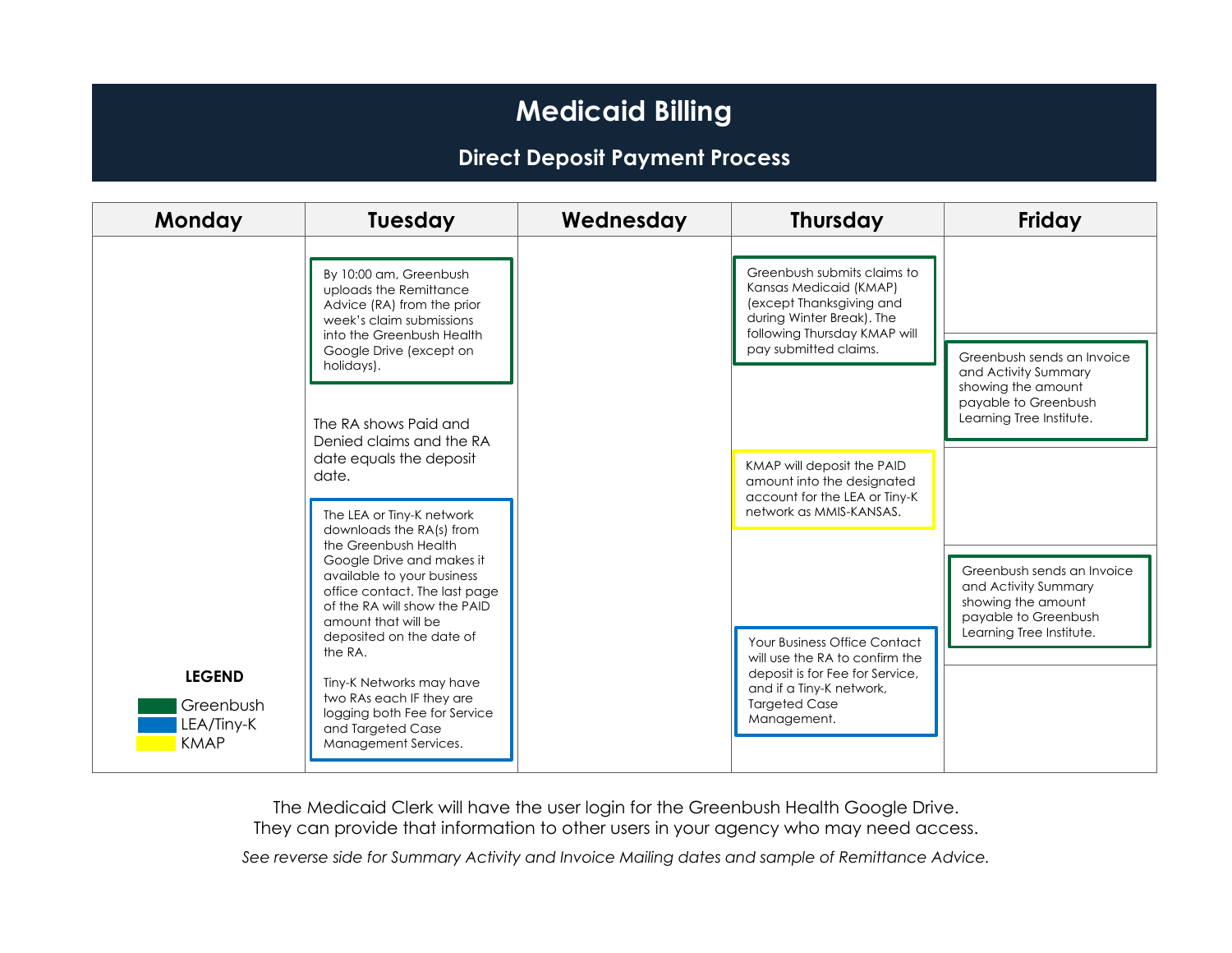# Medicaid Billing

## Direct Deposit Payment Process

| Monday | Tuesday | Wednesday | Thursday | Friday |
|---|---|---|---|---|
| | By 10:00 am, Greenbush uploads the Remittance Advice (RA) from the prior week's claim submissions into the Greenbush Health Google Drive (except on holidays). | | Greenbush submits claims to Kansas Medicaid (KMAP) (except Thanksgiving and during Winter Break). The following Thursday KMAP will pay submitted claims. | Greenbush sends an Invoice and Activity Summary showing the amount payable to Greenbush Learning Tree Institute. |
| | The RA shows Paid and Denied claims and the RA date equals the deposit date. | | KMAP will deposit the PAID amount into the designated account for the LEA or Tiny-K network as MMIS-KANSAS. | |
| | The LEA or Tiny-K network downloads the RA(s) from the Greenbush Health Google Drive and makes it available to your business office contact. The last page of the RA will show the PAID amount that will be deposited on the date of the RA.<br><br>Tiny-K Networks may have two RAs each IF they are logging both Fee for Service and Targeted Case Management Services. | | Your Business Office Contact will use the RA to confirm the deposit is for Fee for Service, and if a Tiny-K network, Targeted Case Management. | Greenbush sends an Invoice and Activity Summary showing the amount payable to Greenbush Learning Tree Institute. |

**LEGEND**

- Greenbush
- LEA/Tiny-K
- KMAP

The Medicaid Clerk will have the user login for the Greenbush Health Google Drive.
They can provide that information to other users in your agency who may need access.

*See reverse side for Summary Activity and Invoice Mailing dates and sample of Remittance Advice.*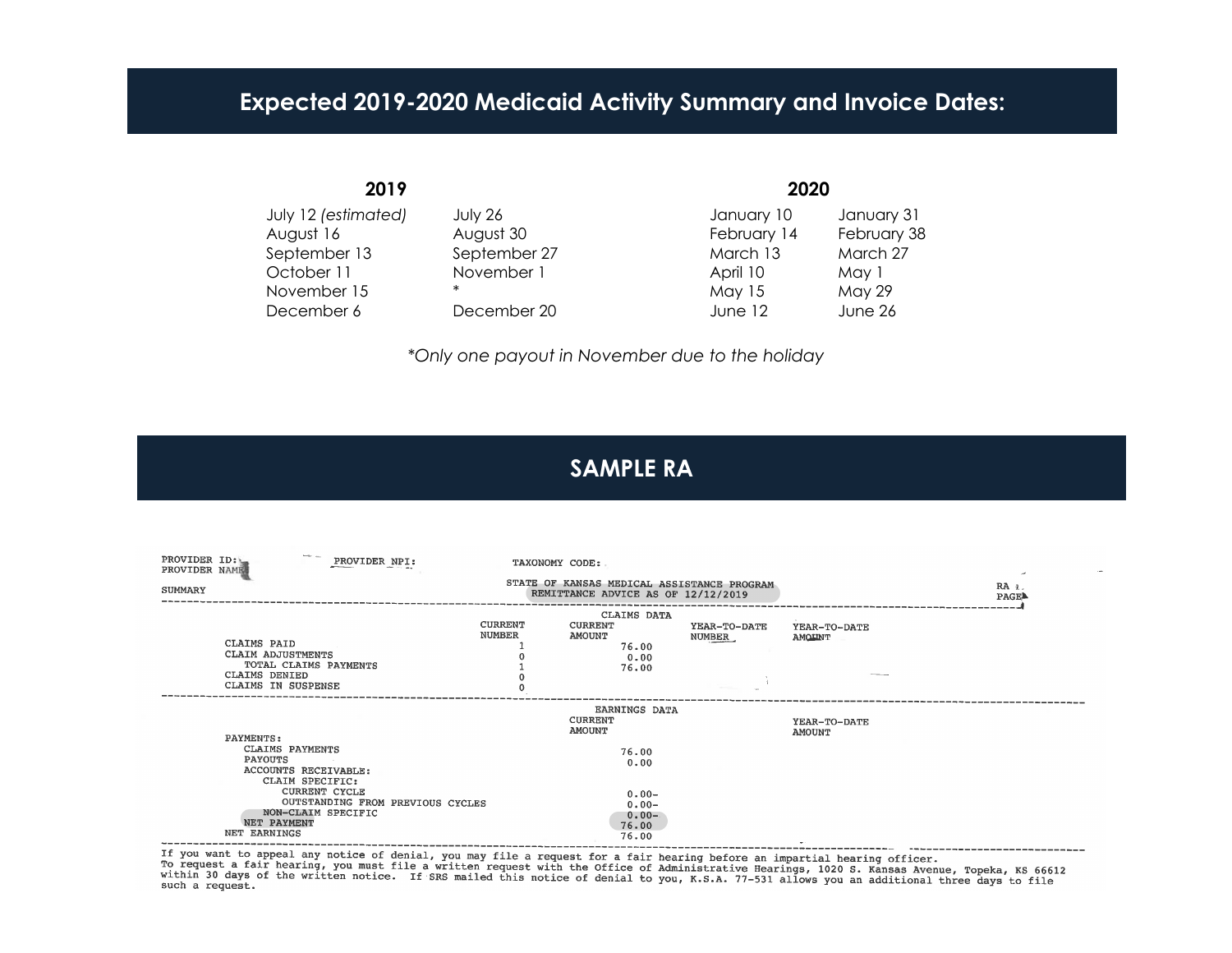## Expected 2019-2020 Medicaid Activity Summary and Invoice Dates:

| 2019 | | 2020 | |
|---|---|---|---|
| July 12 *(estimated)* | July 26 | January 10 | January 31 |
| August 16 | August 30 | February 14 | February 38 |
| September 13 | September 27 | March 13 | March 27 |
| October 11 | November 1 | April 10 | May 1 |
| November 15 | * | May 15 | May 29 |
| December 6 | December 20 | June 12 | June 26 |

*\*Only one payout in November due to the holiday*

## SAMPLE RA

```
PROVIDER ID:            PROVIDER NPI:            TAXONOMY CODE:
PROVIDER NAME
                                       STATE OF KANSAS MEDICAL ASSISTANCE PROGRAM              RA
SUMMARY                                  REMITTANCE ADVICE AS OF 12/12/2019                    PAGE
--------------------------------------------------------------------------------------------------
                                                   CLAIMS DATA
                                       CURRENT     CURRENT          YEAR-TO-DATE   YEAR-TO-DATE
                                       NUMBER      AMOUNT           NUMBER         AMOUNT
   CLAIMS PAID                           1            76.00
   CLAIMS ADJUSTMENTS                    0             0.00
     TOTAL CLAIMS PAYMENTS               1            76.00
   CLAIMS DENIED                         0
   CLAIMS IN SUSPENSE                    0
--------------------------------------------------------------------------------------------------
                                                  EARNINGS DATA
                                                 CURRENT                        YEAR-TO-DATE
                                                 AMOUNT                         AMOUNT
   PAYMENTS:
     CLAIMS PAYMENTS                                  76.00
     PAYOUTS                                           0.00
     ACCOUNTS RECEIVABLE:
       CLAIM SPECIFIC:
         CURRENT CYCLE                                 0.00-
         OUTSTANDING FROM PREVIOUS CYCLES              0.00-
       NON-CLAIM SPECIFIC                              0.00-
   NET PAYMENT                                        76.00
   NET EARNINGS                                       76.00
--------------------------------------------------------------------------------------------------
If you want to appeal any notice of denial, you may file a request for a fair hearing before an impartial hearing officer.
To request a fair hearing, you must file a written request with the Office of Administrative Hearings, 1020 S. Kansas Avenue, Topeka, KS 66612
within 30 days of the written notice.  If SRS mailed this notice of denial to you, K.S.A. 77-531 allows you an additional three days to file
such a request.
```